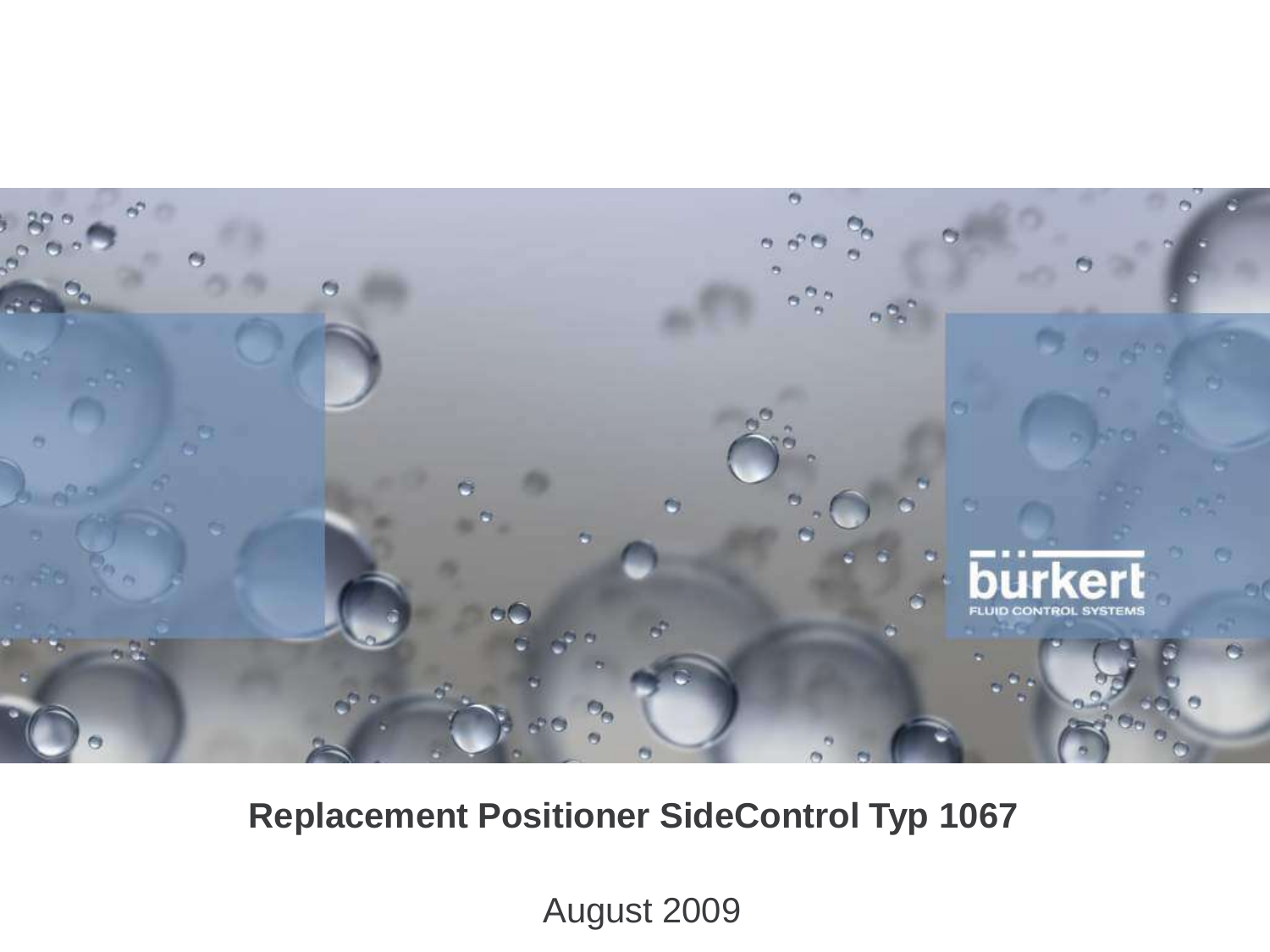# Replacement Positioner SideControl Typ 1067

August 2009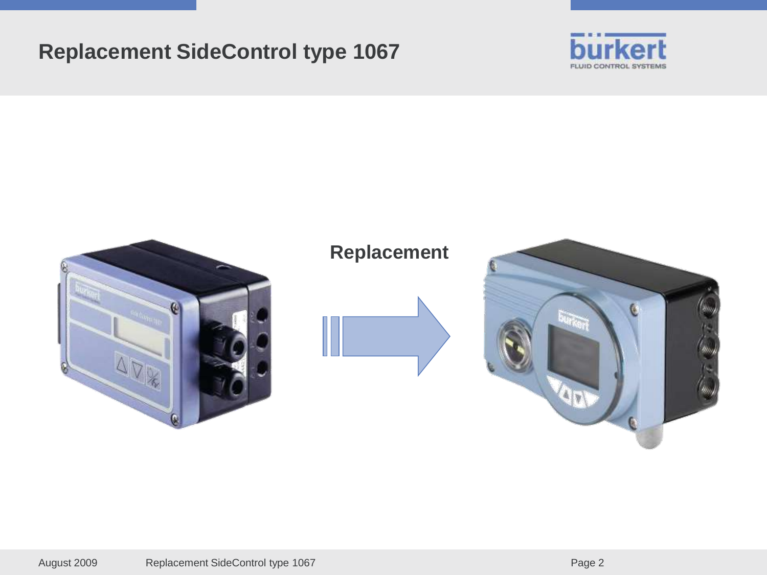# Replacement SideControl type 1067

Replacement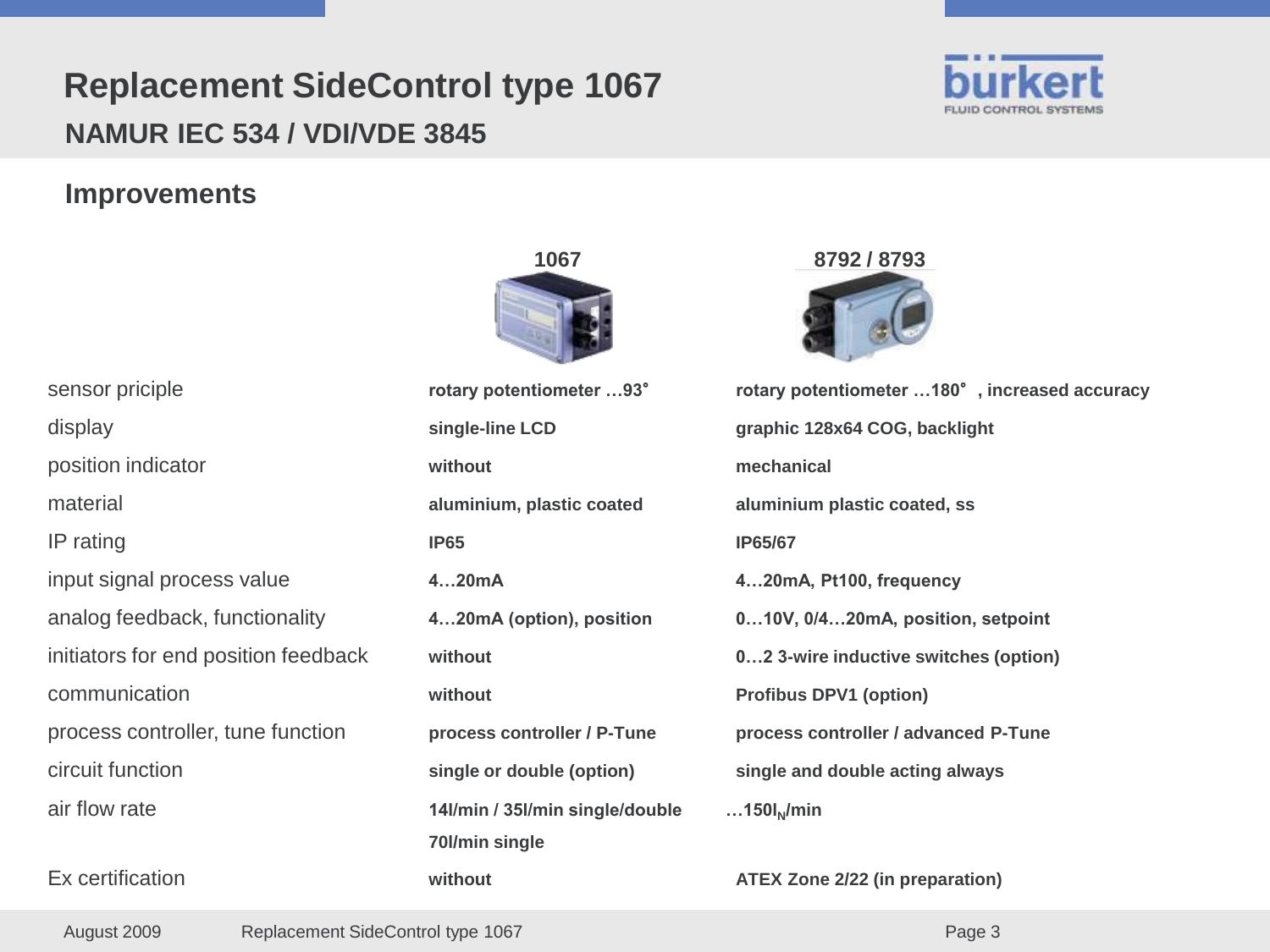# Replacement SideControl type 1067

## NAMUR IEC 534 / VDI/VDE 3845

### Improvements

| | 1067 | 8792 / 8793 |
|---|---|---|
| sensor priciple | **rotary potentiometer …93°** | **rotary potentiometer …180° , increased accuracy** |
| display | **single-line LCD** | **graphic 128x64 COG, backlight** |
| position indicator | **without** | **mechanical** |
| material | **aluminium, plastic coated** | **aluminium plastic coated, ss** |
| IP rating | **IP65** | **IP65/67** |
| input signal process value | **4…20mA** | **4…20mA, Pt100, frequency** |
| analog feedback, functionality | **4…20mA (option), position** | **0…10V, 0/4…20mA, position, setpoint** |
| initiators for end position feedback | **without** | **0…2 3-wire inductive switches (option)** |
| communication | **without** | **Profibus DPV1 (option)** |
| process controller, tune function | **process controller / P-Tune** | **process controller / advanced P-Tune** |
| circuit function | **single or double (option)** | **single and double acting always** |
| air flow rate | **14l/min / 35l/min single/double** **70l/min single** | **…150$l_N$/min** |
| Ex certification | **without** | **ATEX Zone 2/22 (in preparation)** |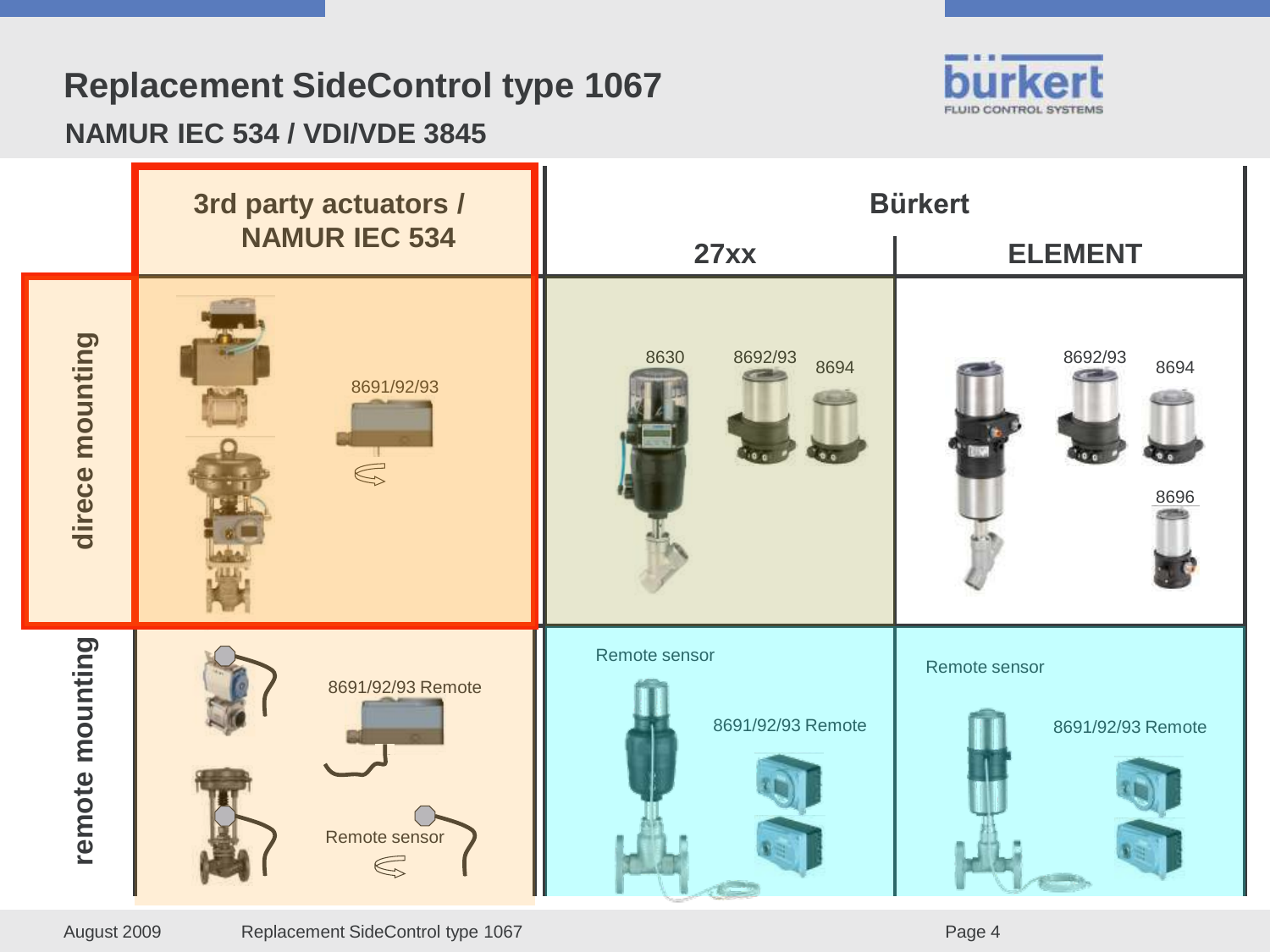# Replacement SideControl type 1067

## NAMUR IEC 534 / VDI/VDE 3845

| | 3rd party actuators / NAMUR IEC 534 | Bürkert | |
|---|---|---|---|
| | | 27xx | ELEMENT |
| direce mounting | 8691/92/93 | 8630, 8692/93, 8694 | 8692/93, 8694, 8696 |
| remote mounting | 8691/92/93 Remote, Remote sensor | Remote sensor, 8691/92/93 Remote | Remote sensor, 8691/92/93 Remote |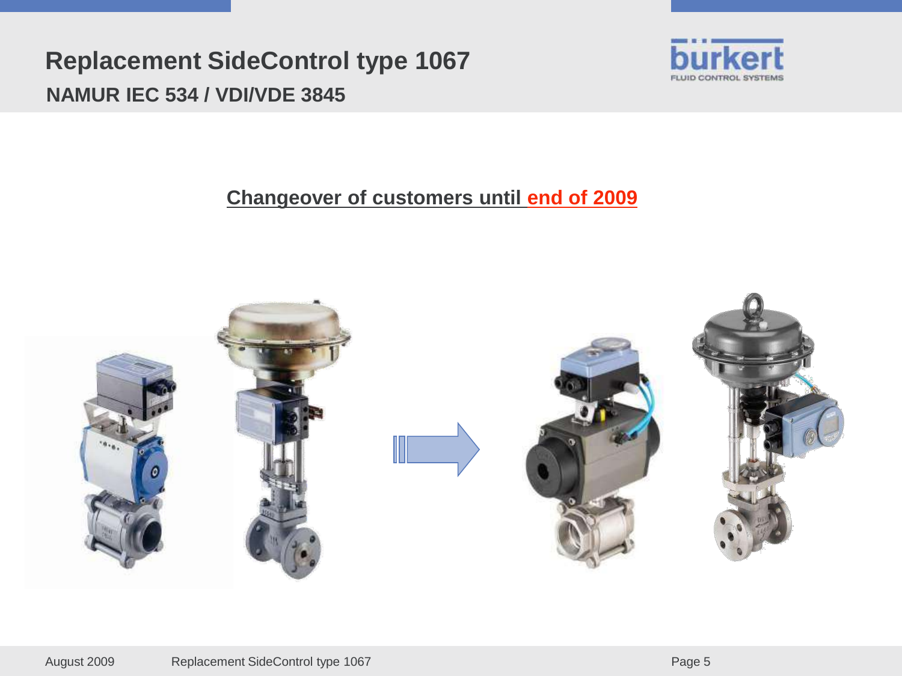# Replacement SideControl type 1067

## NAMUR IEC 534 / VDI/VDE 3845

**Changeover of customers until end of 2009**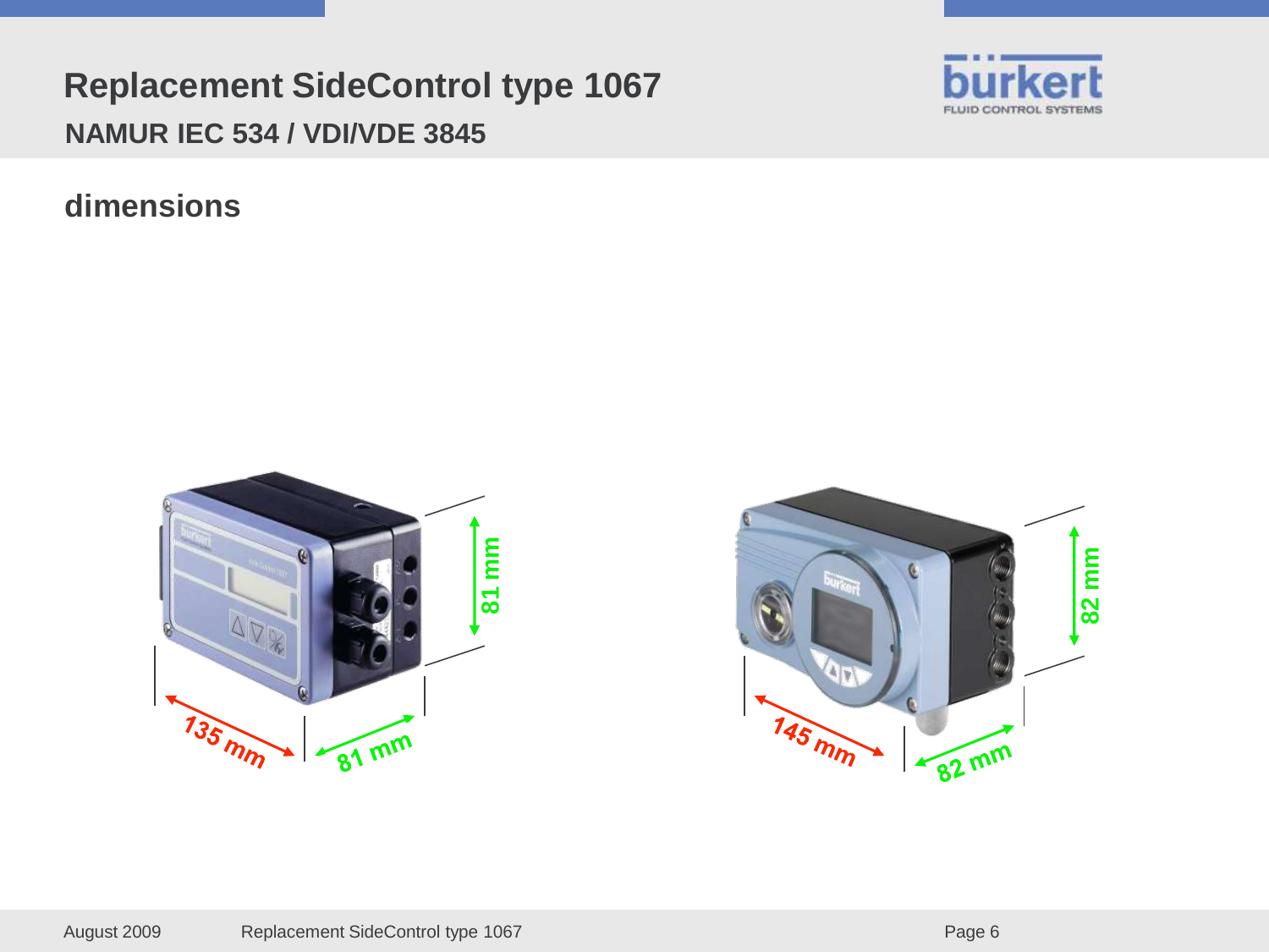# Replacement SideControl type 1067

## NAMUR IEC 534 / VDI/VDE 3845

### dimensions

135 mm

81 mm

81 mm

145 mm

82 mm

82 mm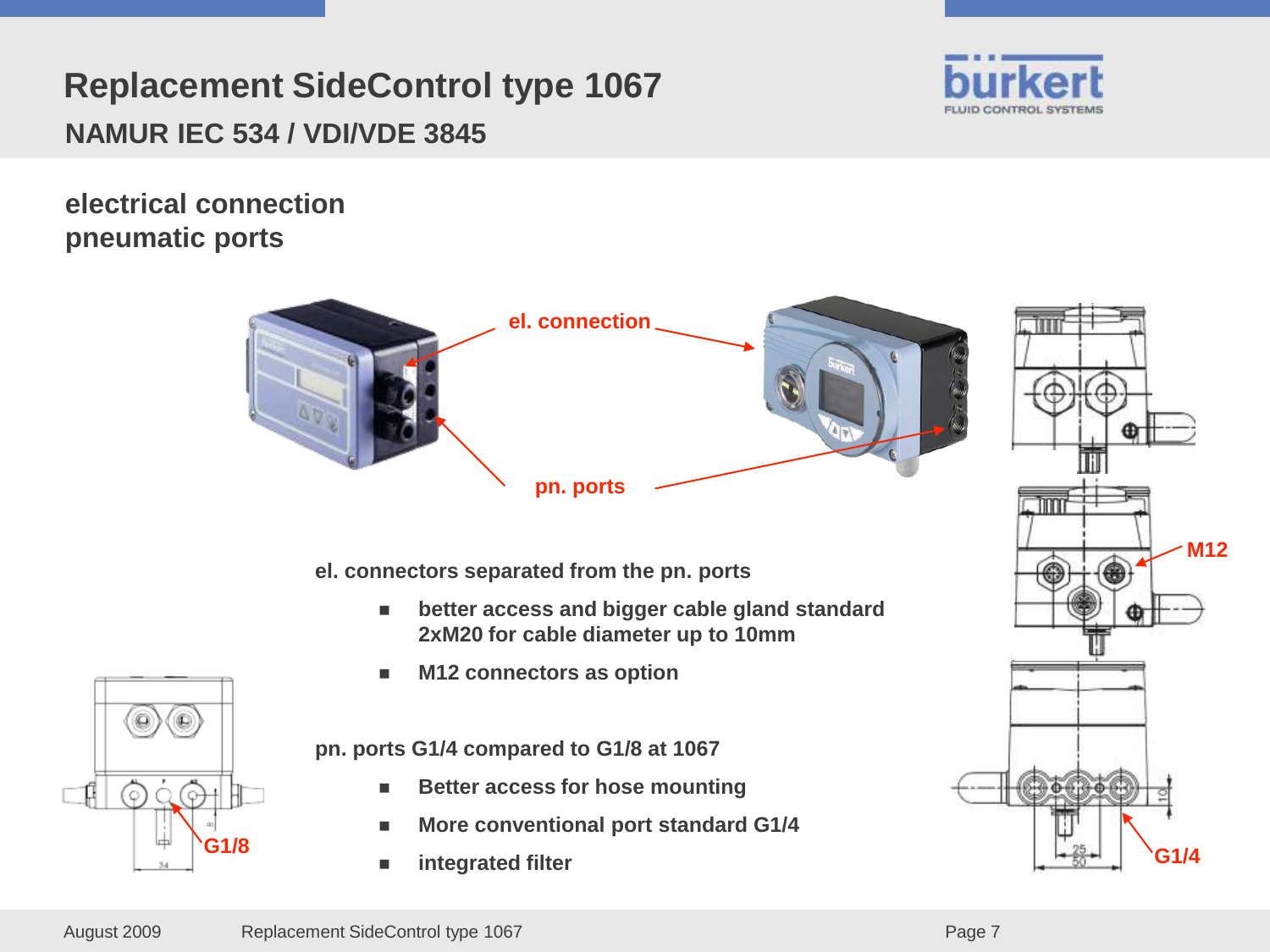# Replacement SideControl type 1067

## NAMUR IEC 534 / VDI/VDE 3845

**electrical connection**
**pneumatic ports**

el. connection

pn. ports

M12

G1/8

G1/4

**el. connectors separated from the pn. ports**

- **better access and bigger cable gland standard 2xM20 for cable diameter up to 10mm**
- **M12 connectors as option**

**pn. ports G1/4 compared to G1/8 at 1067**

- **Better access for hose mounting**
- **More conventional port standard G1/4**
- **integrated filter**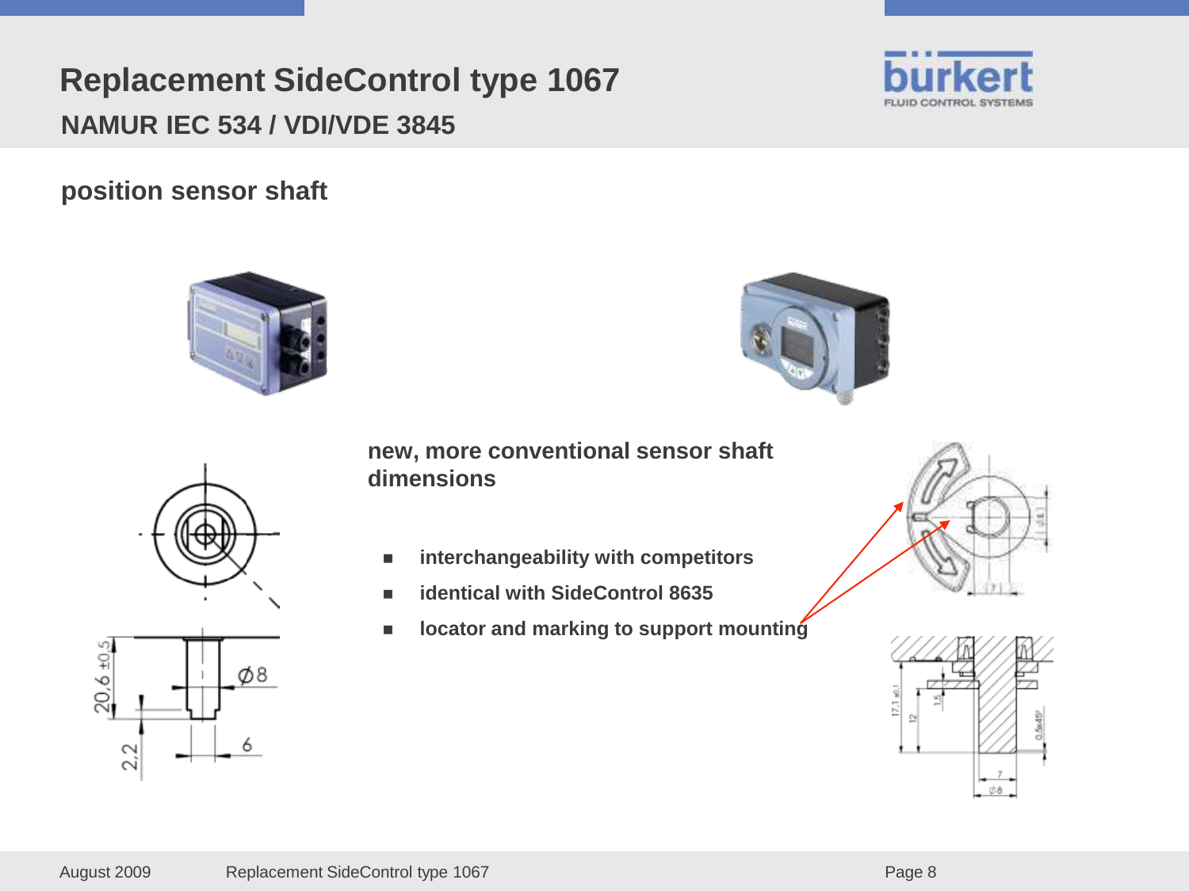# Replacement SideControl type 1067

## NAMUR IEC 534 / VDI/VDE 3845

### position sensor shaft

**new, more conventional sensor shaft dimensions**

- **interchangeability with competitors**
- **identical with SideControl 8635**
- **locator and marking to support mounting**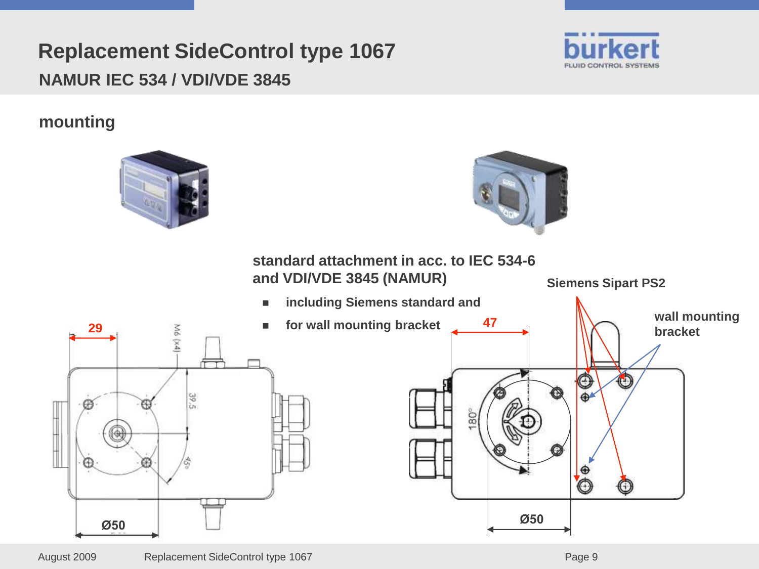# Replacement SideControl type 1067

## NAMUR IEC 534 / VDI/VDE 3845

### mounting

**standard attachment in acc. to IEC 534-6 and VDI/VDE 3845 (NAMUR)**

- **including Siemens standard and**
- **for wall mounting bracket**

**Siemens Sipart PS2**

**wall mounting bracket**

29

47

Ø50

Ø50

M6 (x4)

39,5

45°

180°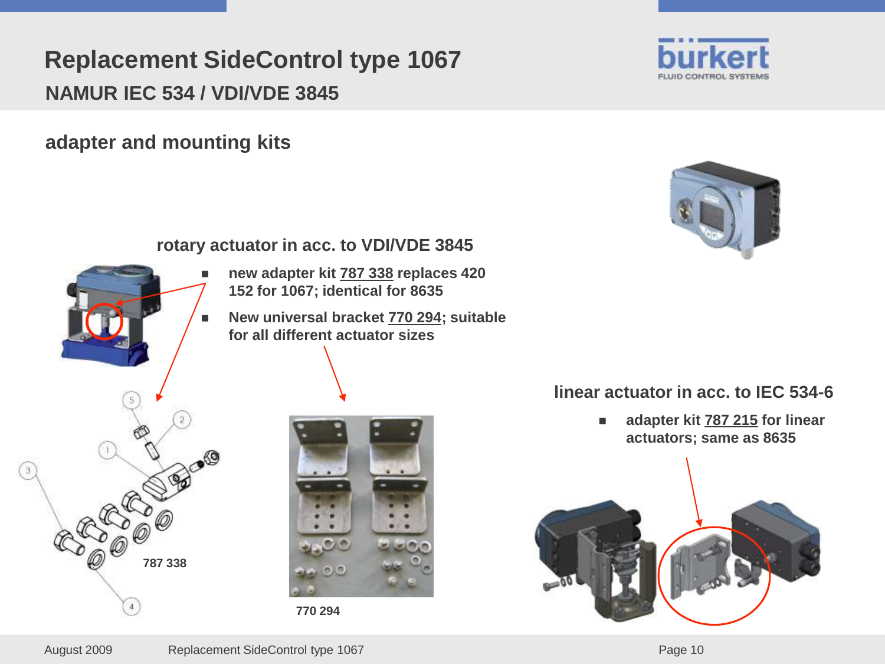# Replacement SideControl type 1067

## NAMUR IEC 534 / VDI/VDE 3845

### adapter and mounting kits

**rotary actuator in acc. to VDI/VDE 3845**

- **new adapter kit 787 338 replaces 420 152 for 1067; identical for 8635**
- **New universal bracket 770 294; suitable for all different actuator sizes**

**787 338**

**770 294**

**linear actuator in acc. to IEC 534-6**

- **adapter kit 787 215 for linear actuators; same as 8635**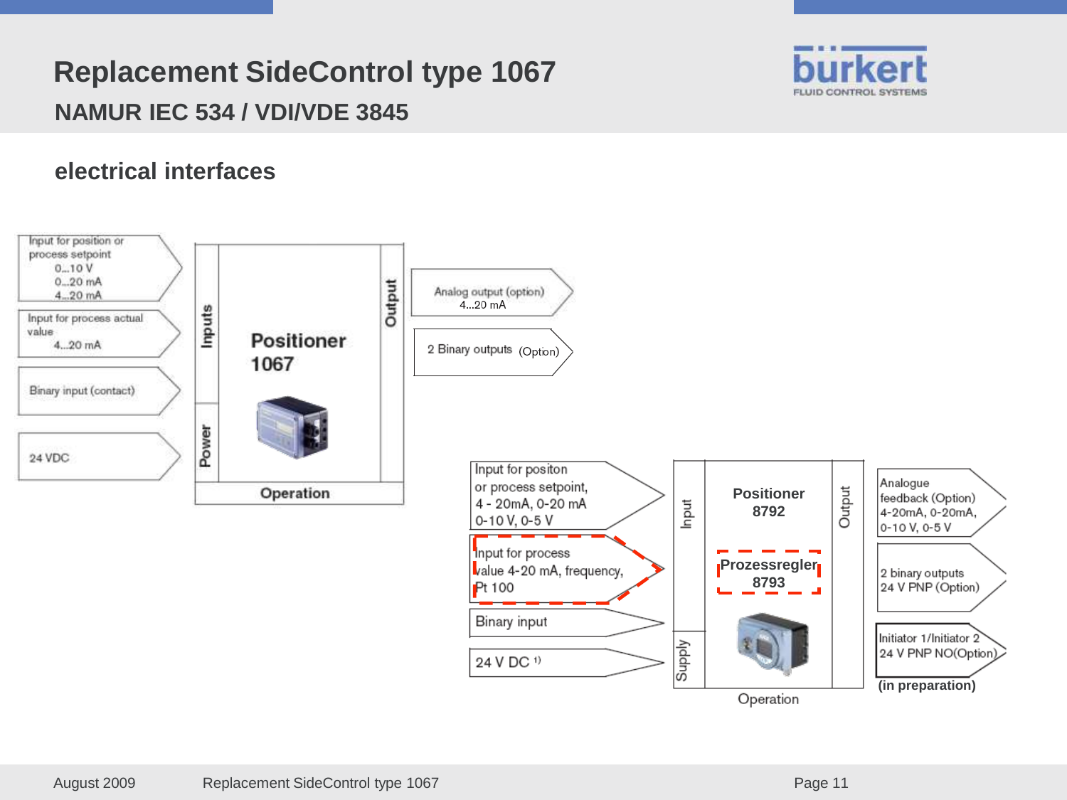# Replacement SideControl type 1067

## NAMUR IEC 534 / VDI/VDE 3845

### electrical interfaces

**Positioner 1067**

Inputs:
- Input for position or process setpoint 0...10 V, 0...20 mA, 4...20 mA
- Input for process actual value 4...20 mA
- Binary input (contact)

Power:
- 24 VDC

Output:
- Analog output (option) 4...20 mA
- 2 Binary outputs (Option)

Operation

**Positioner 8792**

**Prozessregler 8793**

Input:
- Input for positon or process setpoint, 4 - 20mA, 0-20 mA, 0-10 V, 0-5 V
- Input for process value 4-20 mA, frequency, Pt 100
- Binary input

Supply:
- 24 V DC [1)]

Output:
- Analogue feedback (Option) 4-20mA, 0-20mA, 0-10 V, 0-5 V
- 2 binary outputs 24 V PNP (Option)
- Initiator 1/Initiator 2 24 V PNP NO(Option)

**(in preparation)**

Operation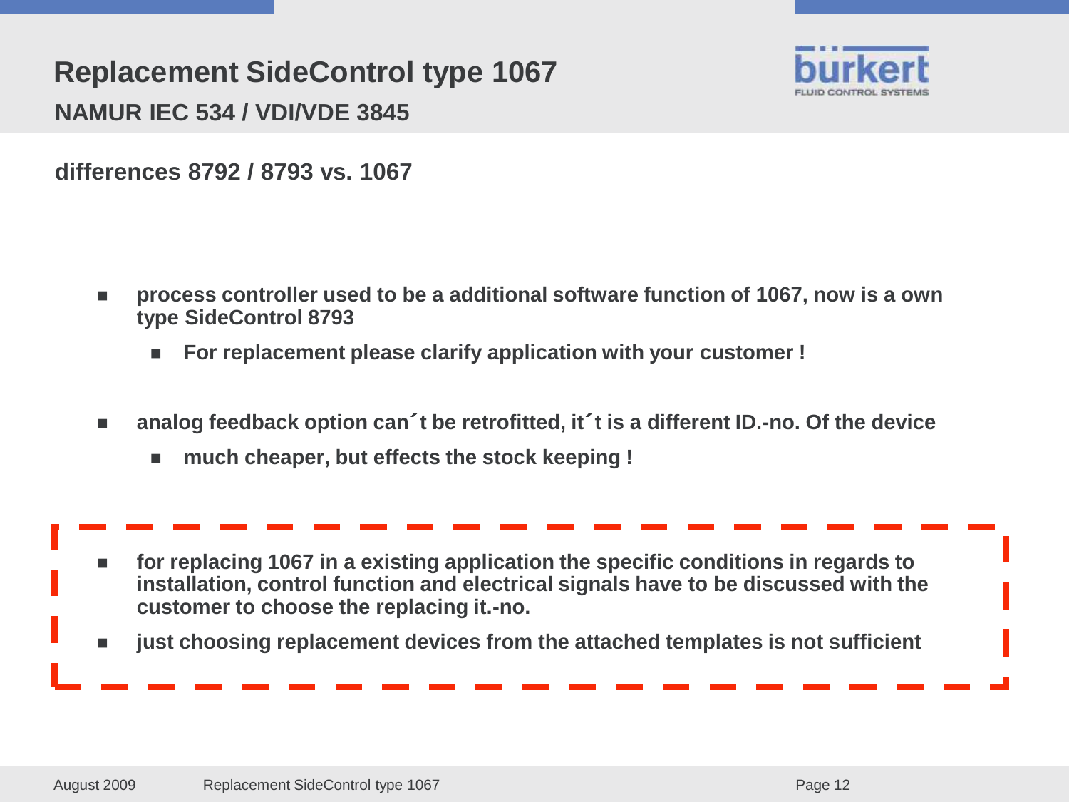# Replacement SideControl type 1067

## NAMUR IEC 534 / VDI/VDE 3845

### differences 8792 / 8793 vs. 1067

- **process controller used to be a additional software function of 1067, now is a own type SideControl 8793**
  - **For replacement please clarify application with your customer !**
- **analog feedback option can´t be retrofitted, it´t is a different ID.-no. Of the device**
  - **much cheaper, but effects the stock keeping !**

- **for replacing 1067 in a existing application the specific conditions in regards to installation, control function and electrical signals have to be discussed with the customer to choose the replacing it.-no.**
- **just choosing replacement devices from the attached templates is not sufficient**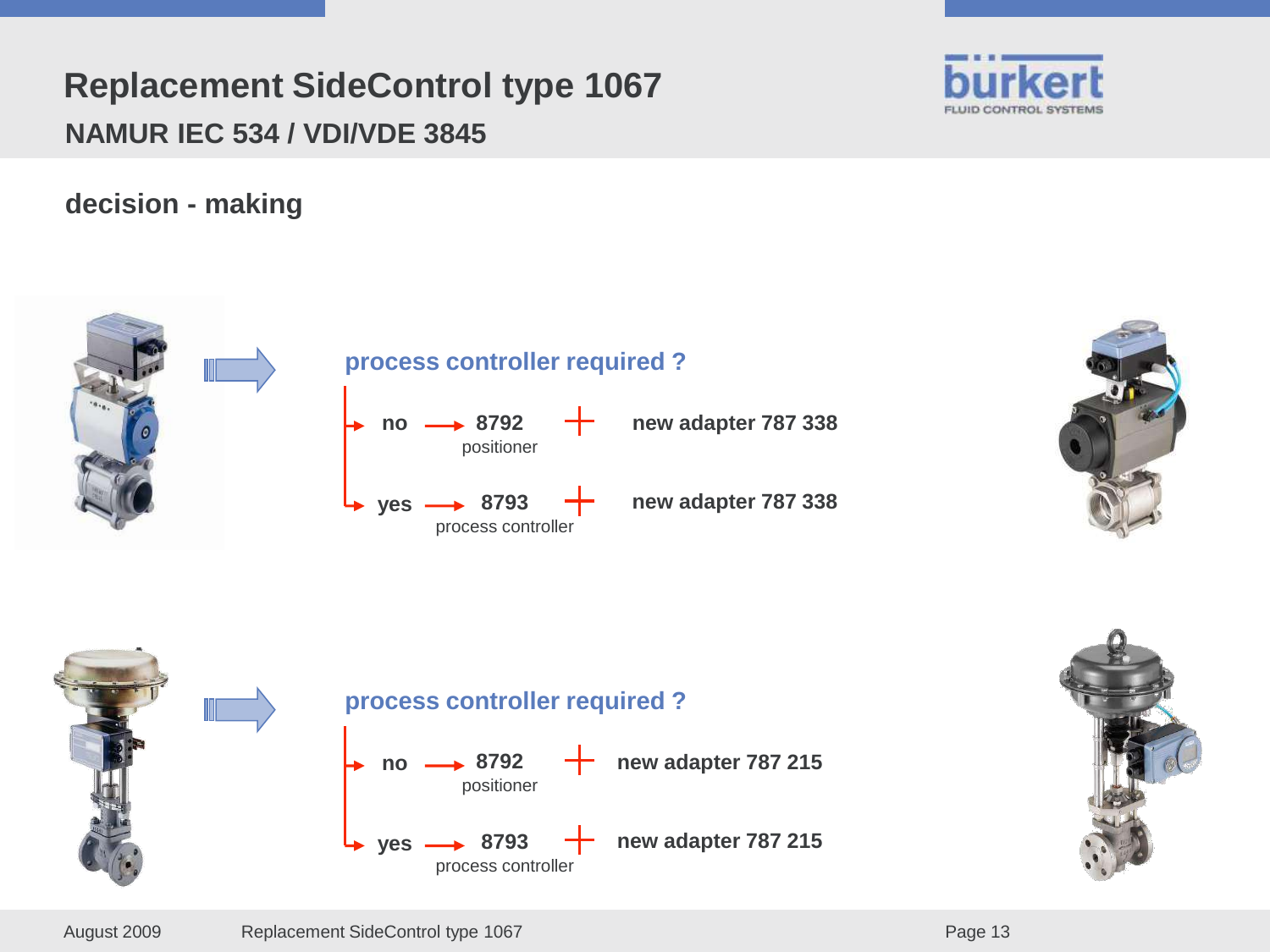# Replacement SideControl type 1067

## NAMUR IEC 534 / VDI/VDE 3845

### decision - making

**process controller required ?**

- **no** → **8792** positioner + **new adapter 787 338**
- **yes** → **8793** process controller + **new adapter 787 338**

**process controller required ?**

- **no** → **8792** positioner + **new adapter 787 215**
- **yes** → **8793** process controller + **new adapter 787 215**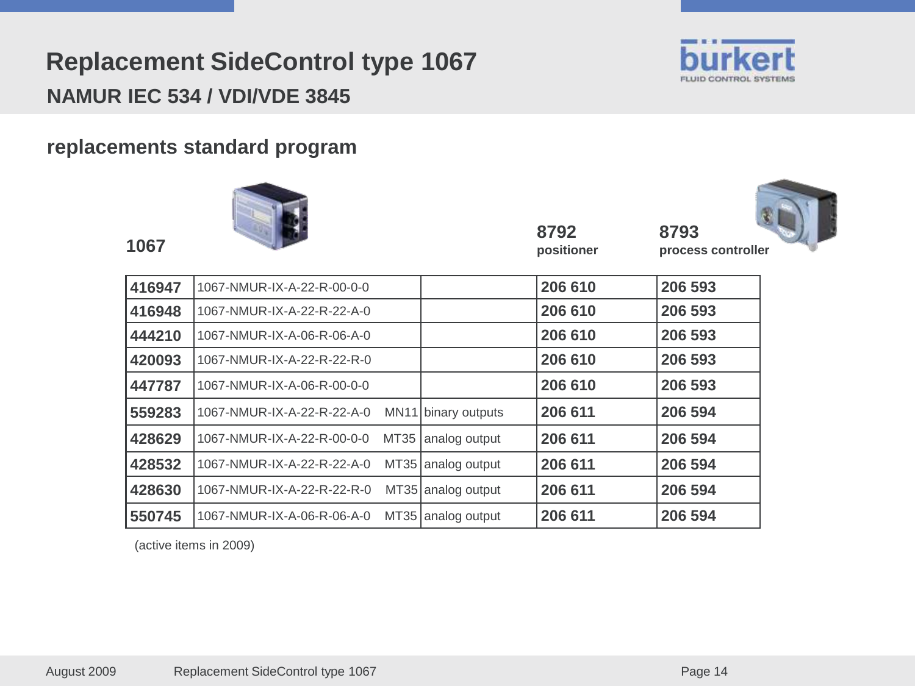# Replacement SideControl type 1067

## NAMUR IEC 534 / VDI/VDE 3845

### replacements standard program

| 1067 | | | 8792 positioner | 8793 process controller |
|---|---|---|---|---|
| 416947 | 1067-NMUR-IX-A-22-R-00-0-0 | | 206 610 | 206 593 |
| 416948 | 1067-NMUR-IX-A-22-R-22-A-0 | | 206 610 | 206 593 |
| 444210 | 1067-NMUR-IX-A-06-R-06-A-0 | | 206 610 | 206 593 |
| 420093 | 1067-NMUR-IX-A-22-R-22-R-0 | | 206 610 | 206 593 |
| 447787 | 1067-NMUR-IX-A-06-R-00-0-0 | | 206 610 | 206 593 |
| 559283 | 1067-NMUR-IX-A-22-R-22-A-0 MN11 | binary outputs | 206 611 | 206 594 |
| 428629 | 1067-NMUR-IX-A-22-R-00-0-0 MT35 | analog output | 206 611 | 206 594 |
| 428532 | 1067-NMUR-IX-A-22-R-22-A-0 MT35 | analog output | 206 611 | 206 594 |
| 428630 | 1067-NMUR-IX-A-22-R-22-R-0 MT35 | analog output | 206 611 | 206 594 |
| 550745 | 1067-NMUR-IX-A-06-R-06-A-0 MT35 | analog output | 206 611 | 206 594 |

(active items in 2009)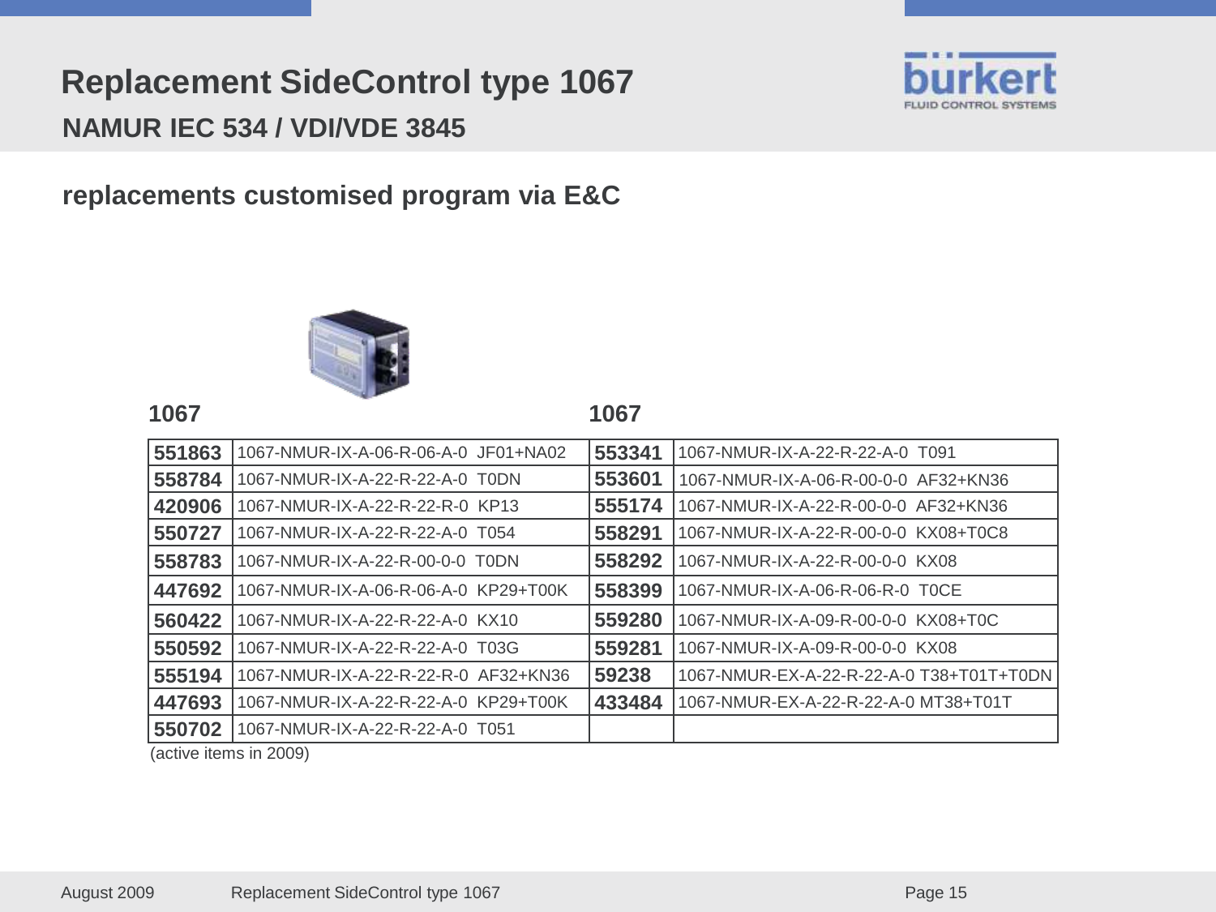# Replacement SideControl type 1067

## NAMUR IEC 534 / VDI/VDE 3845

### replacements customised program via E&C

| 1067 | | 1067 | |
|---|---|---|---|
| **551863** | 1067-NMUR-IX-A-06-R-06-A-0 JF01+NA02 | **553341** | 1067-NMUR-IX-A-22-R-22-A-0 T091 |
| **558784** | 1067-NMUR-IX-A-22-R-22-A-0 T0DN | **553601** | 1067-NMUR-IX-A-06-R-00-0-0 AF32+KN36 |
| **420906** | 1067-NMUR-IX-A-22-R-22-R-0 KP13 | **555174** | 1067-NMUR-IX-A-22-R-00-0-0 AF32+KN36 |
| **550727** | 1067-NMUR-IX-A-22-R-22-A-0 T054 | **558291** | 1067-NMUR-IX-A-22-R-00-0-0 KX08+T0C8 |
| **558783** | 1067-NMUR-IX-A-22-R-00-0-0 T0DN | **558292** | 1067-NMUR-IX-A-22-R-00-0-0 KX08 |
| **447692** | 1067-NMUR-IX-A-06-R-06-A-0 KP29+T00K | **558399** | 1067-NMUR-IX-A-06-R-06-R-0 T0CE |
| **560422** | 1067-NMUR-IX-A-22-R-22-A-0 KX10 | **559280** | 1067-NMUR-IX-A-09-R-00-0-0 KX08+T0C |
| **550592** | 1067-NMUR-IX-A-22-R-22-A-0 T03G | **559281** | 1067-NMUR-IX-A-09-R-00-0-0 KX08 |
| **555194** | 1067-NMUR-IX-A-22-R-22-R-0 AF32+KN36 | **59238** | 1067-NMUR-EX-A-22-R-22-A-0 T38+T01T+T0DN |
| **447693** | 1067-NMUR-IX-A-22-R-22-A-0 KP29+T00K | **433484** | 1067-NMUR-EX-A-22-R-22-A-0 MT38+T01T |
| **550702** | 1067-NMUR-IX-A-22-R-22-A-0 T051 | | |

(active items in 2009)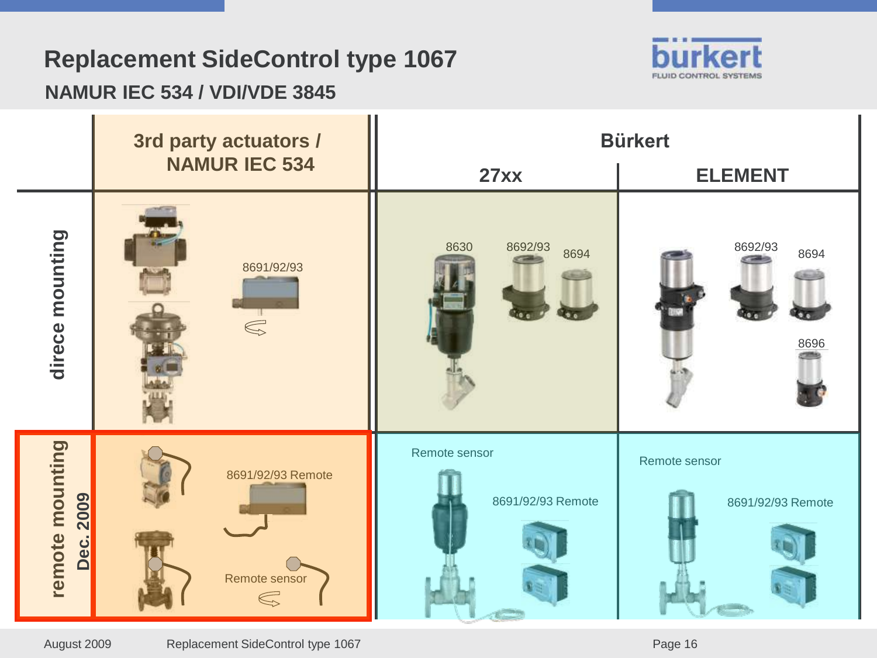# Replacement SideControl type 1067

## NAMUR IEC 534 / VDI/VDE 3845

| | 3rd party actuators / NAMUR IEC 534 | Bürkert 27xx | Bürkert ELEMENT |
|---|---|---|---|
| direce mounting | 8691/92/93 | 8630, 8692/93, 8694 | 8692/93, 8694, 8696 |
| remote mounting Dec. 2009 | 8691/92/93 Remote, Remote sensor | Remote sensor, 8691/92/93 Remote | Remote sensor, 8691/92/93 Remote |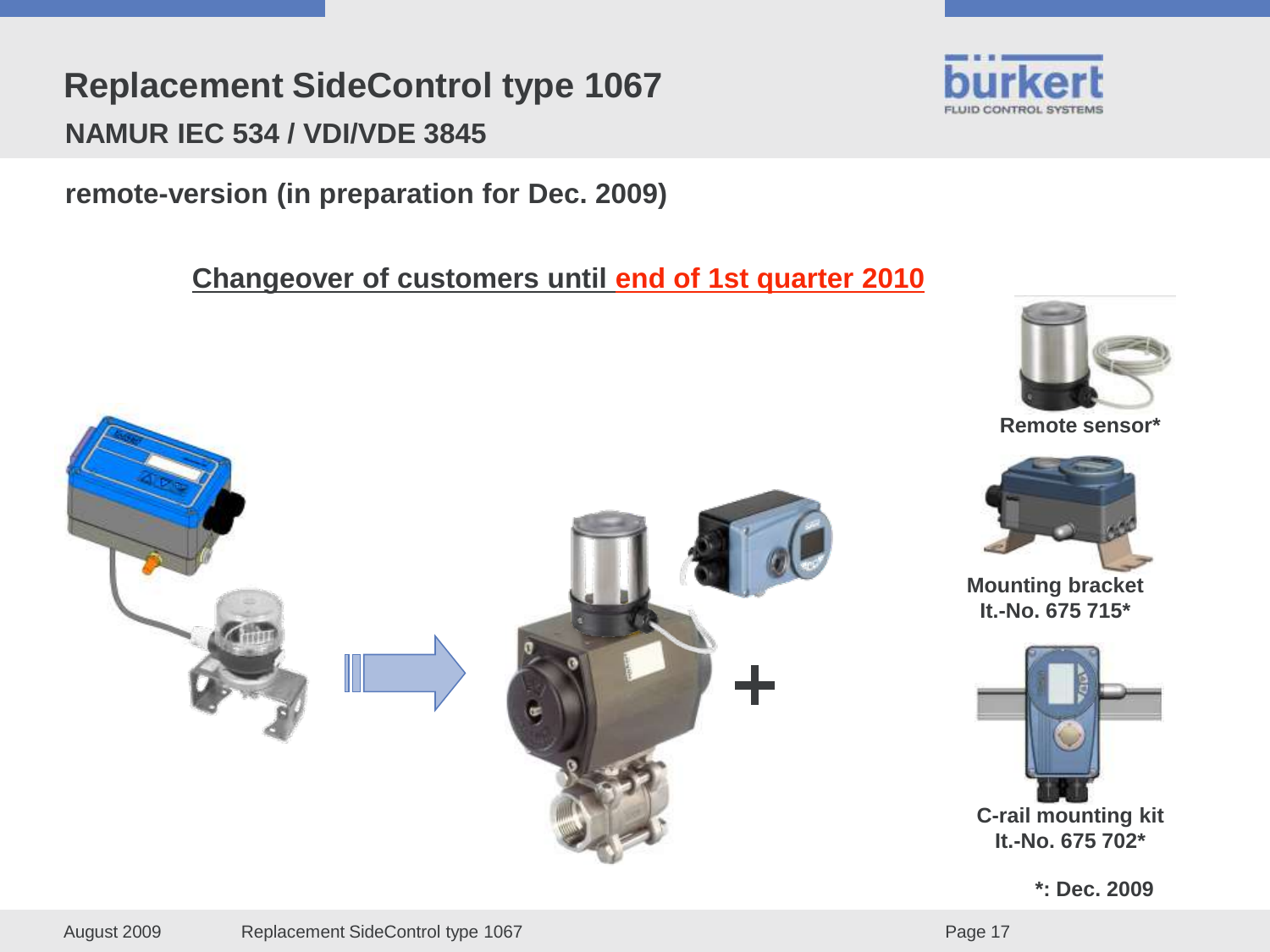# Replacement SideControl type 1067

## NAMUR IEC 534 / VDI/VDE 3845

**remote-version (in preparation for Dec. 2009)**

**Changeover of customers until end of 1st quarter 2010**

**Remote sensor***

**Mounting bracket**
**It.-No. 675 715***

**C-rail mounting kit**
**It.-No. 675 702***

***: Dec. 2009**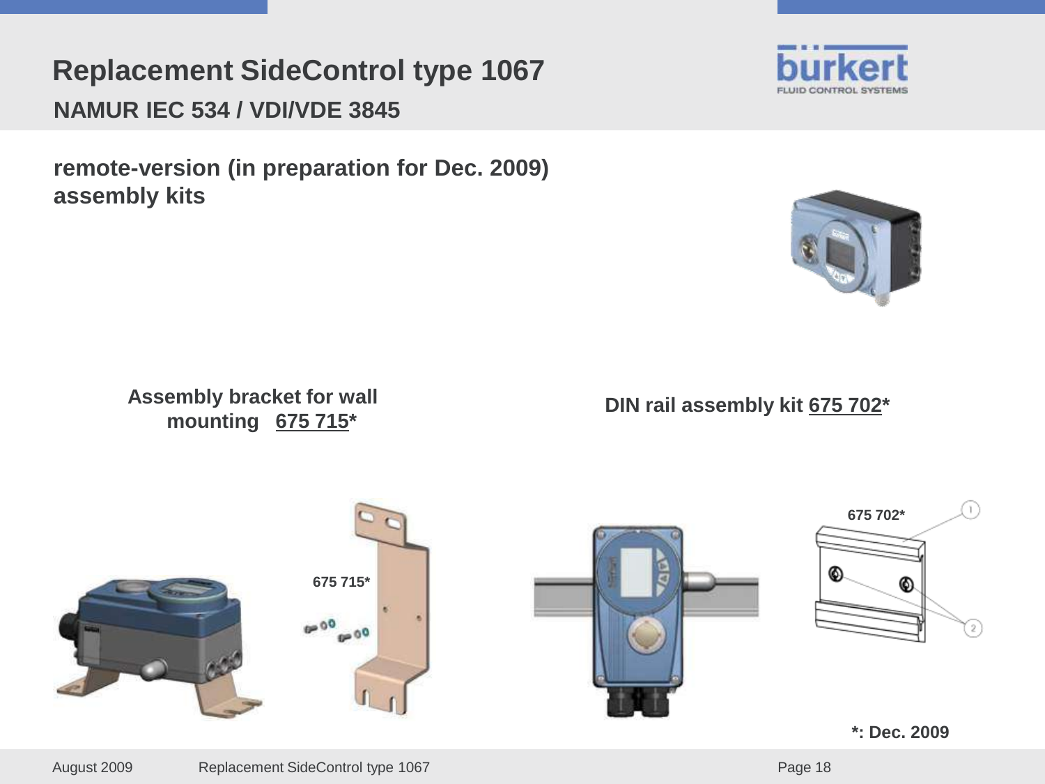# Replacement SideControl type 1067

## NAMUR IEC 534 / VDI/VDE 3845

**remote-version (in preparation for Dec. 2009)**
**assembly kits**

**Assembly bracket for wall mounting 675 715***

**DIN rail assembly kit 675 702***

675 715*

675 702*

**\*: Dec. 2009**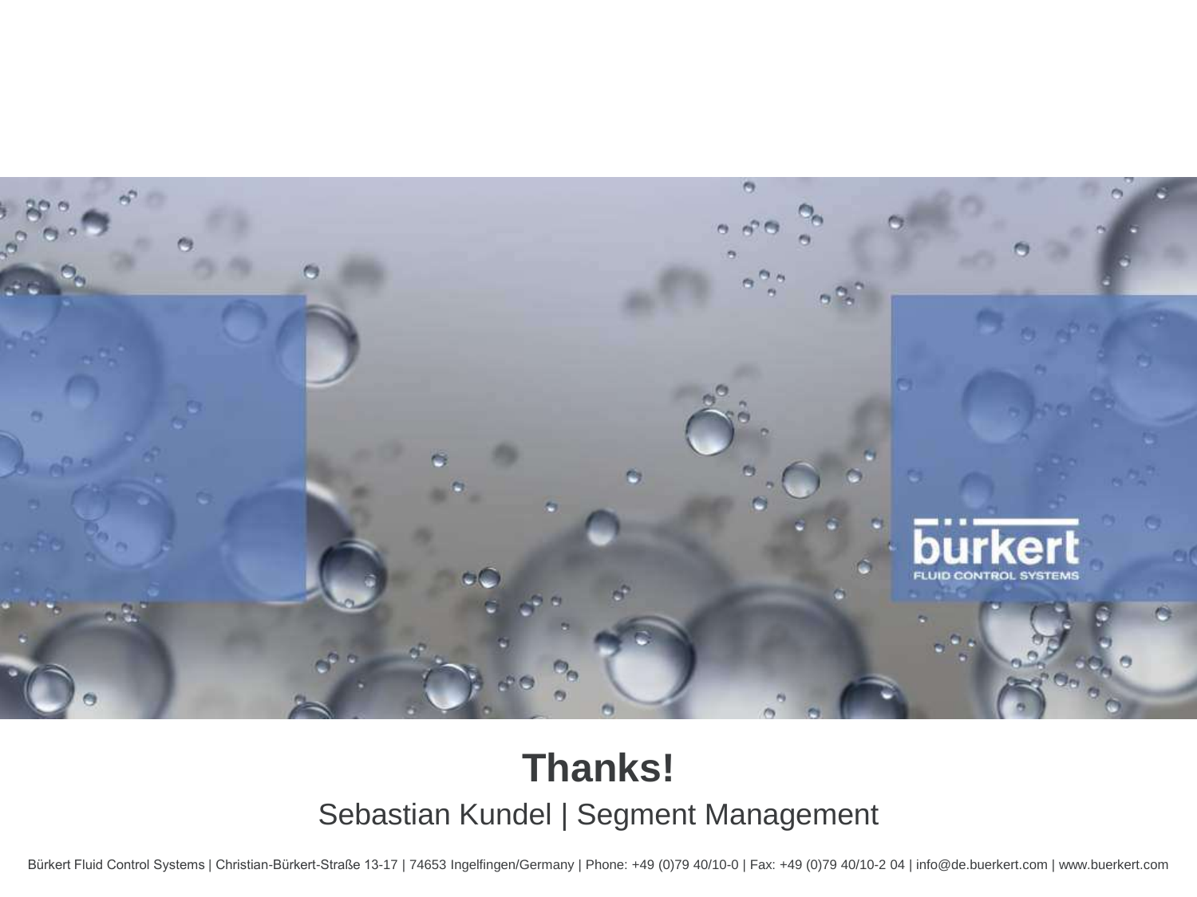# Thanks!

Sebastian Kundel | Segment Management

Bürkert Fluid Control Systems | Christian-Bürkert-Straße 13-17 | 74653 Ingelfingen/Germany | Phone: +49 (0)79 40/10-0 | Fax: +49 (0)79 40/10-2 04 | info@de.buerkert.com | www.buerkert.com